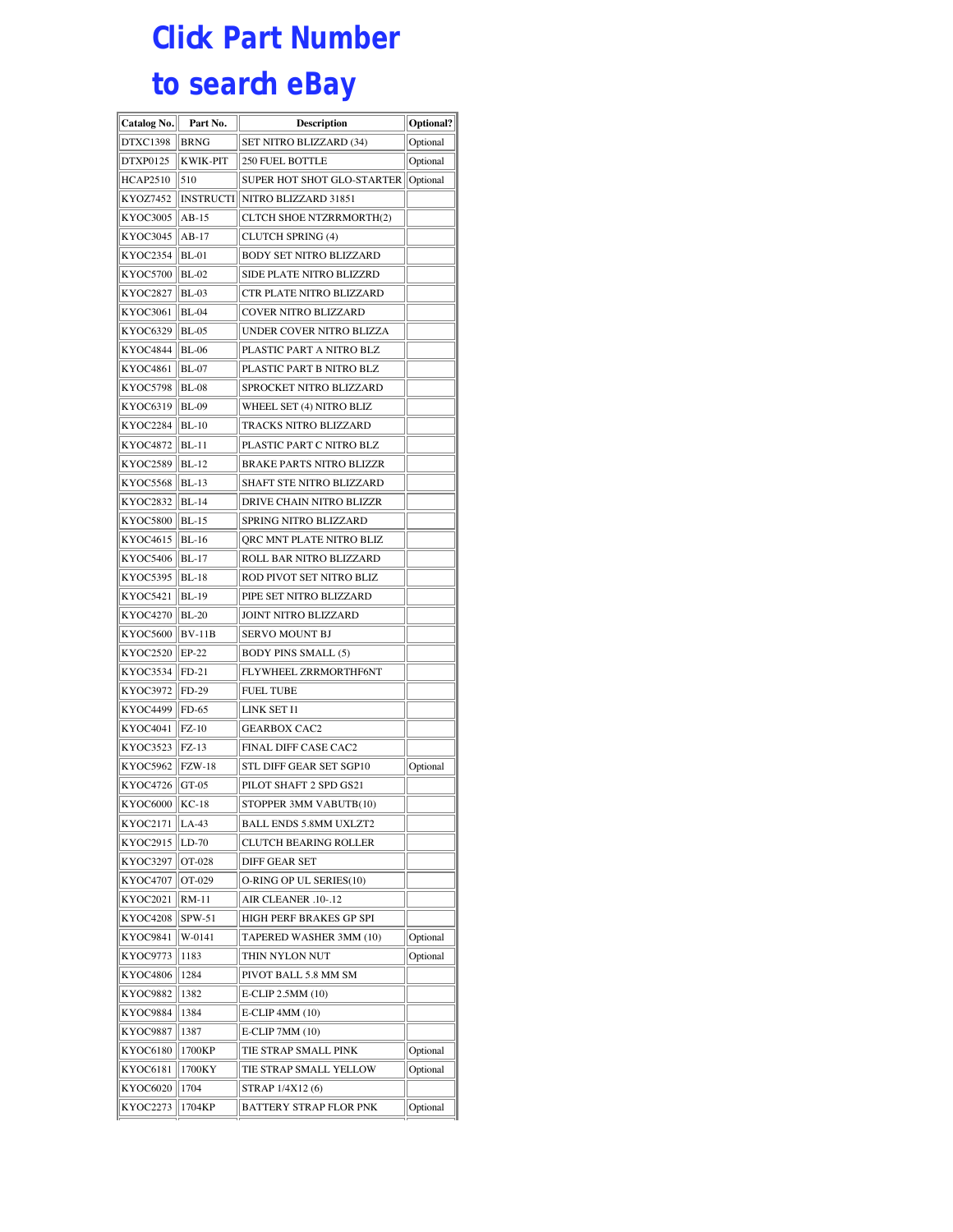# Click Part Number to search eBay

| Catalog No. | Part No. | Description | Optional? |
|---|---|---|---|
| DTXC1398 | BRNG | SET NITRO BLIZZARD (34) | Optional |
| DTXP0125 | KWIK-PIT | 250 FUEL BOTTLE | Optional |
| HCAP2510 | 510 | SUPER HOT SHOT GLO-STARTER | Optional |
| KYOZ7452 | INSTRUCTI | NITRO BLIZZARD 31851 | |
| KYOC3005 | AB-15 | CLTCH SHOE NTZRRMORTH(2) | |
| KYOC3045 | AB-17 | CLUTCH SPRING (4) | |
| KYOC2354 | BL-01 | BODY SET NITRO BLIZZARD | |
| KYOC5700 | BL-02 | SIDE PLATE NITRO BLIZZRD | |
| KYOC2827 | BL-03 | CTR PLATE NITRO BLIZZARD | |
| KYOC3061 | BL-04 | COVER NITRO BLIZZARD | |
| KYOC6329 | BL-05 | UNDER COVER NITRO BLIZZA | |
| KYOC4844 | BL-06 | PLASTIC PART A NITRO BLZ | |
| KYOC4861 | BL-07 | PLASTIC PART B NITRO BLZ | |
| KYOC5798 | BL-08 | SPROCKET NITRO BLIZZARD | |
| KYOC6319 | BL-09 | WHEEL SET (4) NITRO BLIZ | |
| KYOC2284 | BL-10 | TRACKS NITRO BLIZZARD | |
| KYOC4872 | BL-11 | PLASTIC PART C NITRO BLZ | |
| KYOC2589 | BL-12 | BRAKE PARTS NITRO BLIZZR | |
| KYOC5568 | BL-13 | SHAFT STE NITRO BLIZZARD | |
| KYOC2832 | BL-14 | DRIVE CHAIN NITRO BLIZZR | |
| KYOC5800 | BL-15 | SPRING NITRO BLIZZARD | |
| KYOC4615 | BL-16 | QRC MNT PLATE NITRO BLIZ | |
| KYOC5406 | BL-17 | ROLL BAR NITRO BLIZZARD | |
| KYOC5395 | BL-18 | ROD PIVOT SET NITRO BLIZ | |
| KYOC5421 | BL-19 | PIPE SET NITRO BLIZZARD | |
| KYOC4270 | BL-20 | JOINT NITRO BLIZZARD | |
| KYOC5600 | BV-11B | SERVO MOUNT BJ | |
| KYOC2520 | EP-22 | BODY PINS SMALL (5) | |
| KYOC3534 | FD-21 | FLYWHEEL ZRRMORTHF6NT | |
| KYOC3972 | FD-29 | FUEL TUBE | |
| KYOC4499 | FD-65 | LINK SET I1 | |
| KYOC4041 | FZ-10 | GEARBOX CAC2 | |
| KYOC3523 | FZ-13 | FINAL DIFF CASE CAC2 | |
| KYOC5962 | FZW-18 | STL DIFF GEAR SET SGP10 | Optional |
| KYOC4726 | GT-05 | PILOT SHAFT 2 SPD GS21 | |
| KYOC6000 | KC-18 | STOPPER 3MM VABUTB(10) | |
| KYOC2171 | LA-43 | BALL ENDS 5.8MM UXLZT2 | |
| KYOC2915 | LD-70 | CLUTCH BEARING ROLLER | |
| KYOC3297 | OT-028 | DIFF GEAR SET | |
| KYOC4707 | OT-029 | O-RING OP UL SERIES(10) | |
| KYOC2021 | RM-11 | AIR CLEANER .10-.12 | |
| KYOC4208 | SPW-51 | HIGH PERF BRAKES GP SPI | |
| KYOC9841 | W-0141 | TAPERED WASHER 3MM (10) | Optional |
| KYOC9773 | 1183 | THIN NYLON NUT | Optional |
| KYOC4806 | 1284 | PIVOT BALL 5.8 MM SM | |
| KYOC9882 | 1382 | E-CLIP 2.5MM (10) | |
| KYOC9884 | 1384 | E-CLIP 4MM (10) | |
| KYOC9887 | 1387 | E-CLIP 7MM (10) | |
| KYOC6180 | 1700KP | TIE STRAP SMALL PINK | Optional |
| KYOC6181 | 1700KY | TIE STRAP SMALL YELLOW | Optional |
| KYOC6020 | 1704 | STRAP 1/4X12 (6) | |
| KYOC2273 | 1704KP | BATTERY STRAP FLOR PNK | Optional |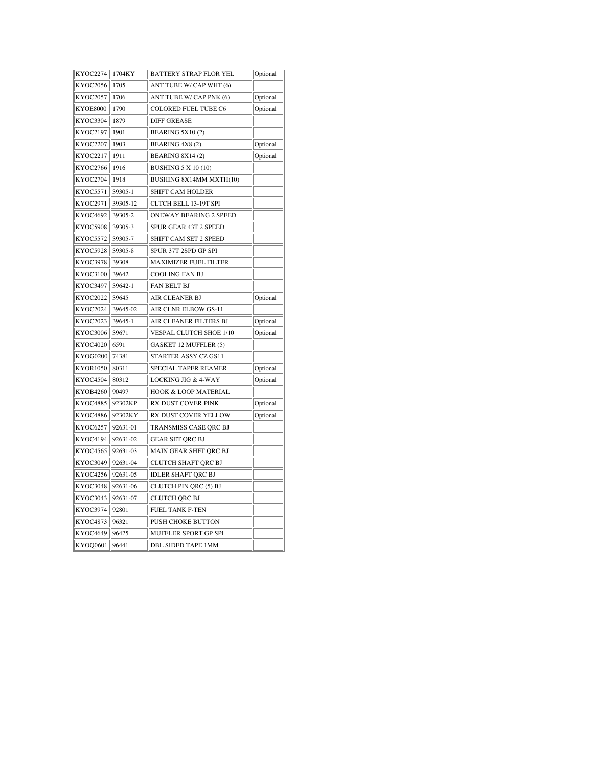| | | | |
|---|---|---|---|
| KYOC2274 | 1704KY | BATTERY STRAP FLOR YEL | Optional |
| KYOC2056 | 1705 | ANT TUBE W/ CAP WHT (6) | |
| KYOC2057 | 1706 | ANT TUBE W/ CAP PNK (6) | Optional |
| KYOE8000 | 1790 | COLORED FUEL TUBE C6 | Optional |
| KYOC3304 | 1879 | DIFF GREASE | |
| KYOC2197 | 1901 | BEARING 5X10 (2) | |
| KYOC2207 | 1903 | BEARING 4X8 (2) | Optional |
| KYOC2217 | 1911 | BEARING 8X14 (2) | Optional |
| KYOC2766 | 1916 | BUSHING 5 X 10 (10) | |
| KYOC2704 | 1918 | BUSHING 8X14MM MXTH(10) | |
| KYOC5571 | 39305-1 | SHIFT CAM HOLDER | |
| KYOC2971 | 39305-12 | CLTCH BELL 13-19T SPI | |
| KYOC4692 | 39305-2 | ONEWAY BEARING 2 SPEED | |
| KYOC5908 | 39305-3 | SPUR GEAR 43T 2 SPEED | |
| KYOC5572 | 39305-7 | SHIFT CAM SET 2 SPEED | |
| KYOC5928 | 39305-8 | SPUR 37T 2SPD GP SPI | |
| KYOC3978 | 39308 | MAXIMIZER FUEL FILTER | |
| KYOC3100 | 39642 | COOLING FAN BJ | |
| KYOC3497 | 39642-1 | FAN BELT BJ | |
| KYOC2022 | 39645 | AIR CLEANER BJ | Optional |
| KYOC2024 | 39645-02 | AIR CLNR ELBOW GS-11 | |
| KYOC2023 | 39645-1 | AIR CLEANER FILTERS BJ | Optional |
| KYOC3006 | 39671 | VESPAL CLUTCH SHOE 1/10 | Optional |
| KYOC4020 | 6591 | GASKET 12 MUFFLER (5) | |
| KYOG0200 | 74381 | STARTER ASSY CZ GS11 | |
| KYOR1050 | 80311 | SPECIAL TAPER REAMER | Optional |
| KYOC4504 | 80312 | LOCKING JIG & 4-WAY | Optional |
| KYOB4260 | 90497 | HOOK & LOOP MATERIAL | |
| KYOC4885 | 92302KP | RX DUST COVER PINK | Optional |
| KYOC4886 | 92302KY | RX DUST COVER YELLOW | Optional |
| KYOC6257 | 92631-01 | TRANSMISS CASE QRC BJ | |
| KYOC4194 | 92631-02 | GEAR SET QRC BJ | |
| KYOC4565 | 92631-03 | MAIN GEAR SHFT QRC BJ | |
| KYOC3049 | 92631-04 | CLUTCH SHAFT QRC BJ | |
| KYOC4256 | 92631-05 | IDLER SHAFT QRC BJ | |
| KYOC3048 | 92631-06 | CLUTCH PIN QRC (5) BJ | |
| KYOC3043 | 92631-07 | CLUTCH QRC BJ | |
| KYOC3974 | 92801 | FUEL TANK F-TEN | |
| KYOC4873 | 96321 | PUSH CHOKE BUTTON | |
| KYOC4649 | 96425 | MUFFLER SPORT GP SPI | |
| KYOQ0601 | 96441 | DBL SIDED TAPE 1MM | |